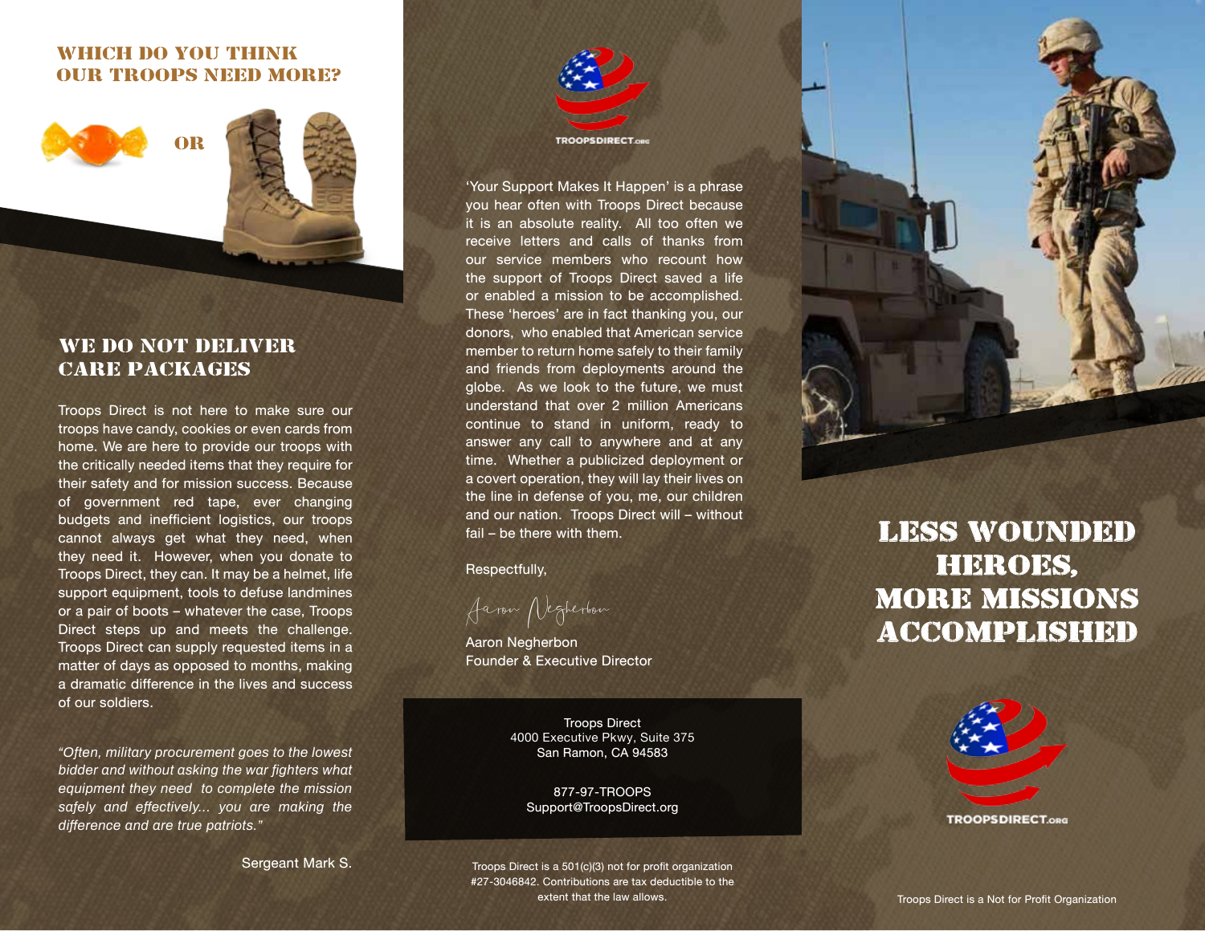## WHICH DO YOU THINK OUR TROOPS NEED MORE?

OR

## WE DO NOT DELIVER CARE PACKAGES

Troops Direct is not here to make sure our troops have candy, cookies or even cards from home. We are here to provide our troops with the critically needed items that they require for their safety and for mission success. Because of government red tape, ever changing budgets and inefficient logistics, our troops cannot always get what they need, when they need it. However, when you donate to Troops Direct, they can. It may be a helmet, life support equipment, tools to defuse landmines or a pair of boots – whatever the case, Troops Direct steps up and meets the challenge. Troops Direct can supply requested items in a matter of days as opposed to months, making a dramatic difference in the lives and success of our soldiers.

*"Often, military procurement goes to the lowest bidder and without asking the war fighters what equipment they need to complete the mission safely and effectively... you are making the difference and are true patriots."*

Sergeant Mark S.

TROOPSDIRECT.ORG

'Your Support Makes It Happen' is a phrase you hear often with Troops Direct because it is an absolute reality. All too often we receive letters and calls of thanks from our service members who recount how the support of Troops Direct saved a life or enabled a mission to be accomplished. These 'heroes' are in fact thanking you, our donors, who enabled that American service member to return home safely to their family and friends from deployments around the globe. As we look to the future, we must understand that over 2 million Americans continue to stand in uniform, ready to answer any call to anywhere and at any time. Whether a publicized deployment or a covert operation, they will lay their lives on the line in defense of you, me, our children and our nation. Troops Direct will – without fail – be there with them.

Respectfully,

Aaron Negherbon

Aaron Negherbon
Founder & Executive Director

Troops Direct
4000 Executive Pkwy, Suite 375
San Ramon, CA 94583

877-97-TROOPS
Support@TroopsDirect.org

Troops Direct is a 501(c)(3) not for profit organization #27-3046842. Contributions are tax deductible to the extent that the law allows.

# LESS WOUNDED HEROES, MORE MISSIONS ACCOMPLISHED

TROOPSDIRECT.ORG

Troops Direct is a Not for Profit Organization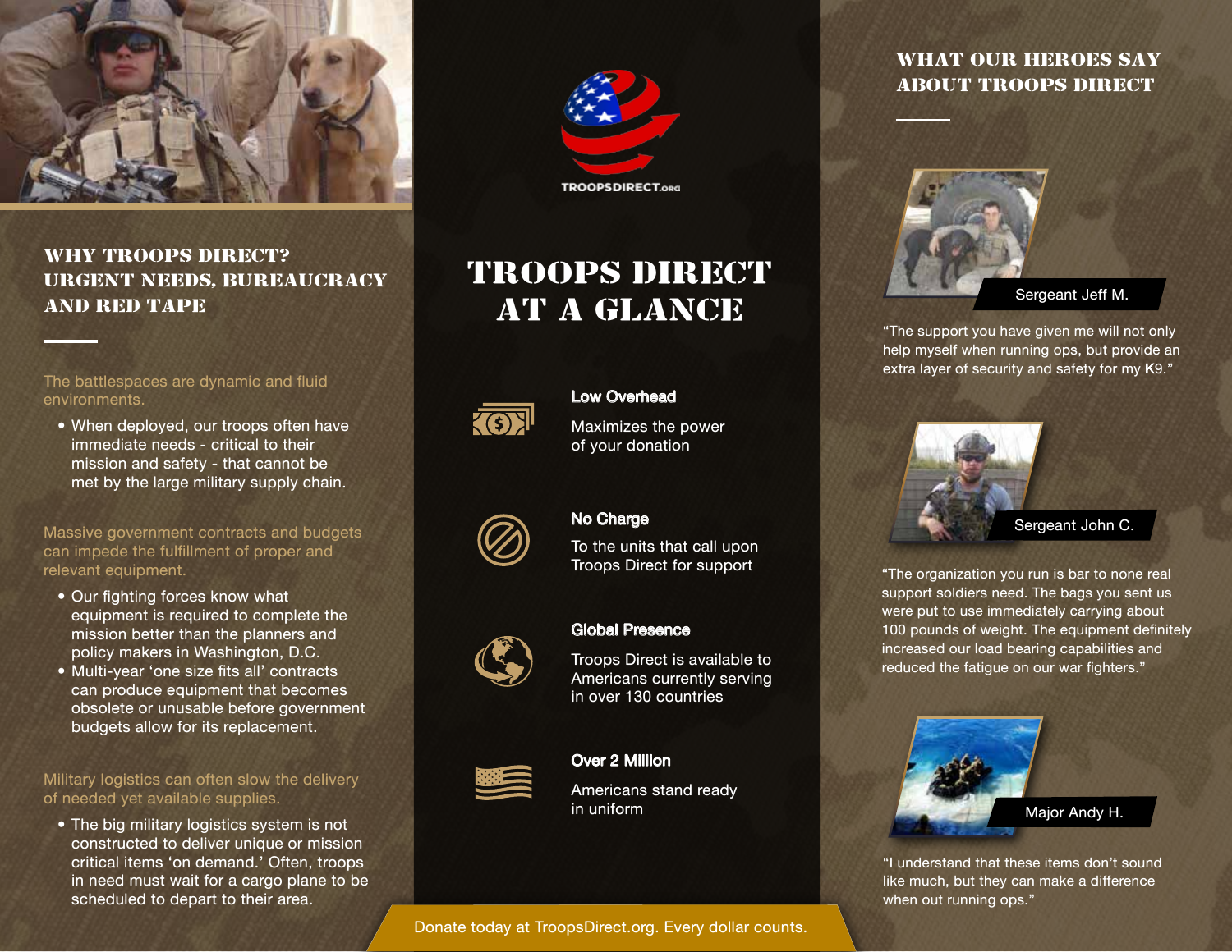## WHY TROOPS DIRECT? URGENT NEEDS, BUREAUCRACY AND RED TAPE

The battlespaces are dynamic and fluid environments.

- When deployed, our troops often have immediate needs - critical to their mission and safety - that cannot be met by the large military supply chain.

Massive government contracts and budgets can impede the fulfillment of proper and relevant equipment.

- Our fighting forces know what equipment is required to complete the mission better than the planners and policy makers in Washington, D.C.
- Multi-year 'one size fits all' contracts can produce equipment that becomes obsolete or unusable before government budgets allow for its replacement.

Military logistics can often slow the delivery of needed yet available supplies.

- The big military logistics system is not constructed to deliver unique or mission critical items 'on demand.' Often, troops in need must wait for a cargo plane to be scheduled to depart to their area.

TROOPSDIRECT.ORG

## TROOPS DIRECT AT A GLANCE

**Low Overhead**

Maximizes the power of your donation

**No Charge**

To the units that call upon Troops Direct for support

**Global Presence**

Troops Direct is available to Americans currently serving in over 130 countries

**Over 2 Million**

Americans stand ready in uniform

Donate today at TroopsDirect.org. Every dollar counts.

## WHAT OUR HEROES SAY ABOUT TROOPS DIRECT

Sergeant Jeff M.

"The support you have given me will not only help myself when running ops, but provide an extra layer of security and safety for my K9."

Sergeant John C.

"The organization you run is bar to none real support soldiers need. The bags you sent us were put to use immediately carrying about 100 pounds of weight. The equipment definitely increased our load bearing capabilities and reduced the fatigue on our war fighters."

Major Andy H.

"I understand that these items don't sound like much, but they can make a difference when out running ops."